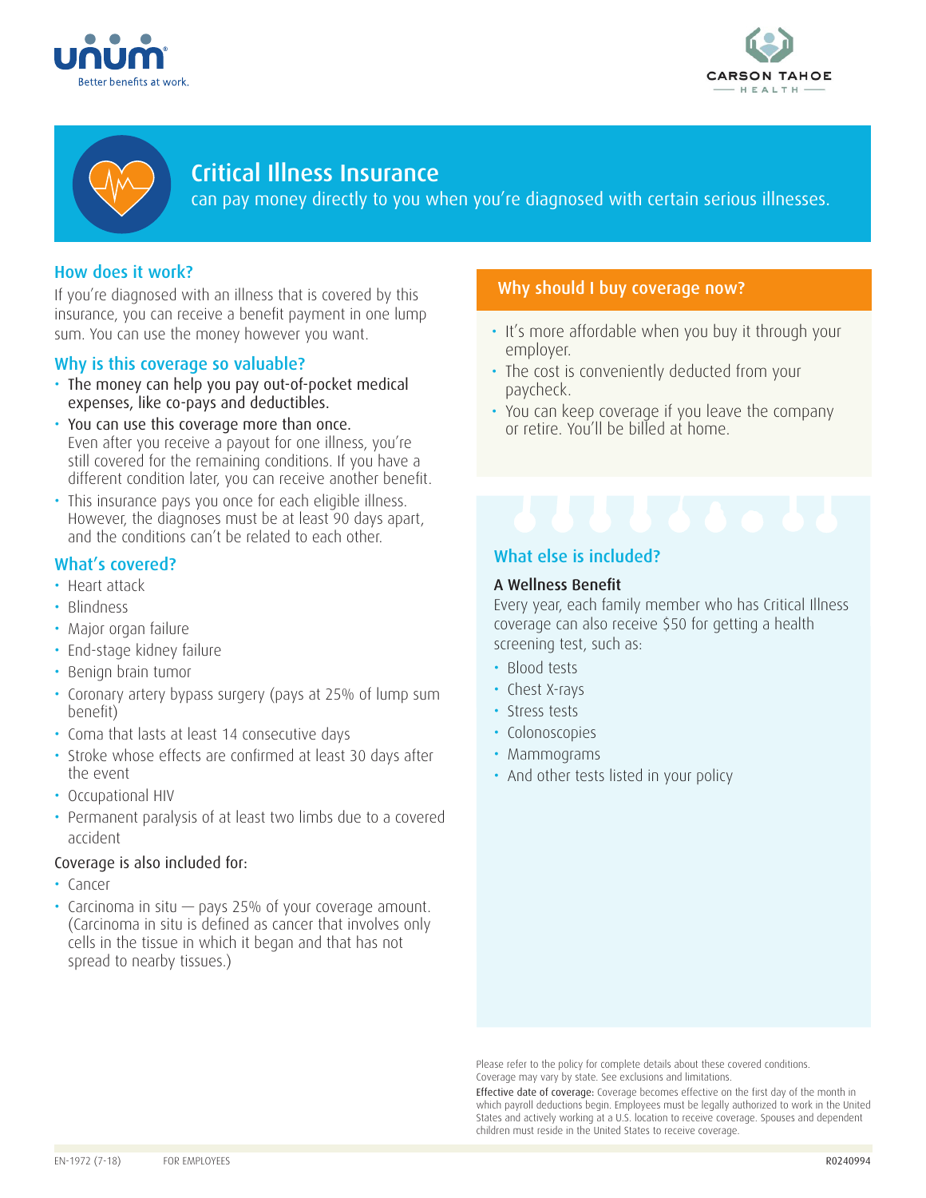# Critical Illness Insurance

can pay money directly to you when you're diagnosed with certain serious illnesses.

## How does it work?

If you're diagnosed with an illness that is covered by this insurance, you can receive a benefit payment in one lump sum. You can use the money however you want.

## Why is this coverage so valuable?

- The money can help you pay out-of-pocket medical expenses, like co-pays and deductibles.
- You can use this coverage more than once. Even after you receive a payout for one illness, you're still covered for the remaining conditions. If you have a different condition later, you can receive another benefit.
- This insurance pays you once for each eligible illness. However, the diagnoses must be at least 90 days apart, and the conditions can't be related to each other.

## What's covered?

- Heart attack
- Blindness
- Major organ failure
- End-stage kidney failure
- Benign brain tumor
- Coronary artery bypass surgery (pays at 25% of lump sum benefit)
- Coma that lasts at least 14 consecutive days
- Stroke whose effects are confirmed at least 30 days after the event
- Occupational HIV
- Permanent paralysis of at least two limbs due to a covered accident

Coverage is also included for:

- Cancer
- Carcinoma in situ — pays 25% of your coverage amount. (Carcinoma in situ is defined as cancer that involves only cells in the tissue in which it began and that has not spread to nearby tissues.)

## Why should I buy coverage now?

- It's more affordable when you buy it through your employer.
- The cost is conveniently deducted from your paycheck.
- You can keep coverage if you leave the company or retire. You'll be billed at home.

## What else is included?

**A Wellness Benefit**

Every year, each family member who has Critical Illness coverage can also receive $50 for getting a health screening test, such as:

- Blood tests
- Chest X-rays
- Stress tests
- Colonoscopies
- Mammograms
- And other tests listed in your policy

Please refer to the policy for complete details about these covered conditions. Coverage may vary by state. See exclusions and limitations.

Effective date of coverage: Coverage becomes effective on the first day of the month in which payroll deductions begin. Employees must be legally authorized to work in the United States and actively working at a U.S. location to receive coverage. Spouses and dependent children must reside in the United States to receive coverage.

EN-1972 (7-18) FOR EMPLOYEES R0240994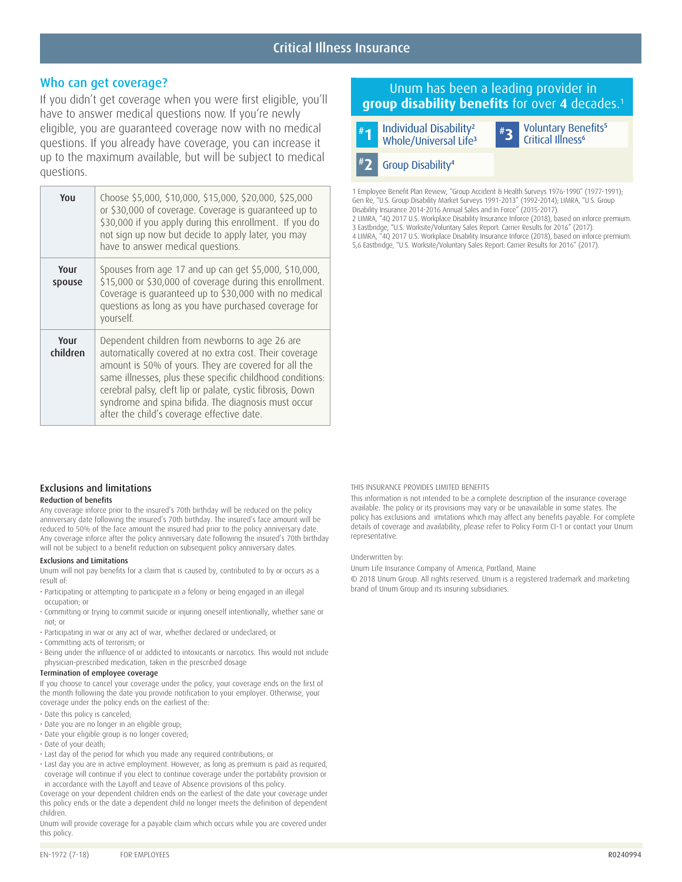# Critical Illness Insurance

## Who can get coverage?

If you didn't get coverage when you were first eligible, you'll have to answer medical questions now. If you're newly eligible, you are guaranteed coverage now with no medical questions. If you already have coverage, you can increase it up to the maximum available, but will be subject to medical questions.

| | |
|---|---|
| **You** | Choose $5,000, $10,000, $15,000, $20,000, $25,000 or $30,000 of coverage. Coverage is guaranteed up to $30,000 if you apply during this enrollment. If you do not sign up now but decide to apply later, you may have to answer medical questions. |
| **Your spouse** | Spouses from age 17 and up can get $5,000, $10,000, $15,000 or $30,000 of coverage during this enrollment. Coverage is guaranteed up to $30,000 with no medical questions as long as you have purchased coverage for yourself. |
| **Your children** | Dependent children from newborns to age 26 are automatically covered at no extra cost. Their coverage amount is 50% of yours. They are covered for all the same illnesses, plus these specific childhood conditions: cerebral palsy, cleft lip or palate, cystic fibrosis, Down syndrome and spina bifida. The diagnosis must occur after the child's coverage effective date. |

Unum has been a leading provider in **group disability benefits** for over **4** decades.[1]

- **#1** Individual Disability[2] Whole/Universal Life[3]
- **#2** Group Disability[4]
- **#3** Voluntary Benefits[5] Critical Illness[6]

1 Employee Benefit Plan Review, "Group Accident & Health Surveys 1976-1990" (1977-1991); Gen Re, "U.S. Group Disability Market Surveys 1991-2013" (1992-2014); LIMRA, "U.S. Group Disability Insurance 2014-2016 Annual Sales and In Force" (2015-2017).
2 LIMRA, "4Q 2017 U.S. Workplace Disability Insurance Inforce (2018), based on inforce premium.
3 Eastbridge, "U.S. Worksite/Voluntary Sales Report: Carrier Results for 2016" (2017).
4 LIMRA, "4Q 2017 U.S. Workplace Disability Insurance Inforce (2018), based on inforce premium.
5,6 Eastbridge, "U.S. Worksite/Voluntary Sales Report: Carrier Results for 2016" (2017).

## Exclusions and limitations

### Reduction of benefits

Any coverage inforce prior to the insured's 70th birthday will be reduced on the policy anniversary date following the insured's 70th birthday. The insured's face amount will be reduced to 50% of the face amount the insured had prior to the policy anniversary date. Any coverage inforce after the policy anniversary date following the insured's 70th birthday will not be subject to a benefit reduction on subsequent policy anniversary dates.

### Exclusions and Limitations

Unum will not pay benefits for a claim that is caused by, contributed to by or occurs as a result of:

- Participating or attempting to participate in a felony or being engaged in an illegal occupation; or
- Committing or trying to commit suicide or injuring oneself intentionally, whether sane or not; or
- Participating in war or any act of war, whether declared or undeclared; or
- Committing acts of terrorism; or
- Being under the influence of or addicted to intoxicants or narcotics. This would not include physician-prescribed medication, taken in the prescribed dosage

### Termination of employee coverage

If you choose to cancel your coverage under the policy, your coverage ends on the first of the month following the date you provide notification to your employer. Otherwise, your coverage under the policy ends on the earliest of the:

- Date this policy is canceled;
- Date you are no longer in an eligible group;
- Date your eligible group is no longer covered;
- Date of your death;
- Last day of the period for which you made any required contributions; or
- Last day you are in active employment. However, as long as premium is paid as required, coverage will continue if you elect to continue coverage under the portability provision or in accordance with the Layoff and Leave of Absence provisions of this policy.

Coverage on your dependent children ends on the earliest of the date your coverage under this policy ends or the date a dependent child no longer meets the definition of dependent children.

Unum will provide coverage for a payable claim which occurs while you are covered under this policy.

THIS INSURANCE PROVIDES LIMITED BENEFITS

This information is not intended to be a complete description of the insurance coverage available. The policy or its provisions may vary or be unavailable in some states. The policy has exclusions and imitations which may affect any benefits payable. For complete details of coverage and availability, please refer to Policy Form CI-1 or contact your Unum representative.

Underwritten by:

Unum Life Insurance Company of America, Portland, Maine

© 2018 Unum Group. All rights reserved. Unum is a registered trademark and marketing brand of Unum Group and its insuring subsidiaries.

EN-1972 (7-18) FOR EMPLOYEES R0240994